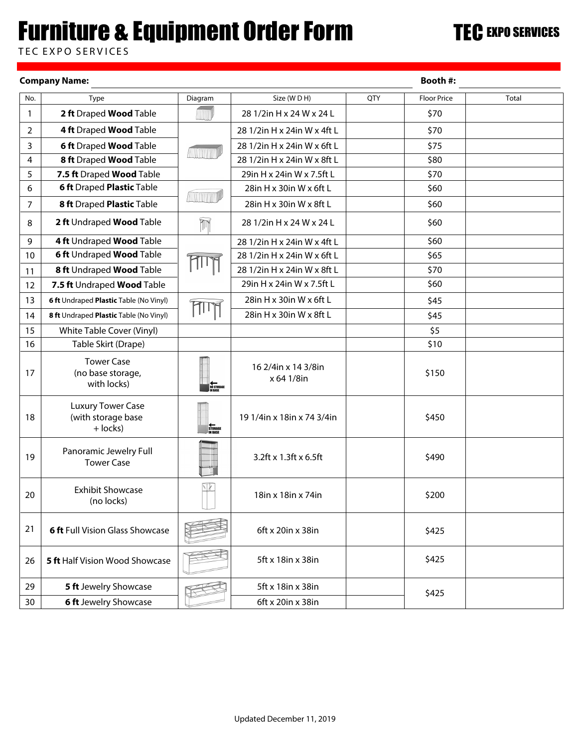# Furniture & Equipment Order Form

TEC EXPO SERVICES

**TEC EXPO SERVICES**

**Company Name:** ______________________ **Booth #:** ____________

| No. | Type | Diagram | Size (W D H) | QTY | Floor Price | Total |
|---|---|---|---|---|---|---|
| 1 | **2 ft** Draped **Wood** Table | | 28 1/2in H x 24 W x 24 L | | $70 | |
| 2 | **4 ft** Draped **Wood** Table | | 28 1/2in H x 24in W x 4ft L | | $70 | |
| 3 | **6 ft** Draped **Wood** Table | | 28 1/2in H x 24in W x 6ft L | | $75 | |
| 4 | **8 ft** Draped **Wood** Table | | 28 1/2in H x 24in W x 8ft L | | $80 | |
| 5 | **7.5 ft** Draped **Wood** Table | | 29in H x 24in W x 7.5ft L | | $70 | |
| 6 | **6 ft** Draped **Plastic** Table | | 28in H x 30in W x 6ft L | | $60 | |
| 7 | **8 ft** Draped **Plastic** Table | | 28in H x 30in W x 8ft L | | $60 | |
| 8 | **2 ft** Undraped **Wood** Table | | 28 1/2in H x 24 W x 24 L | | $60 | |
| 9 | **4 ft** Undraped **Wood** Table | | 28 1/2in H x 24in W x 4ft L | | $60 | |
| 10 | **6 ft** Undraped **Wood** Table | | 28 1/2in H x 24in W x 6ft L | | $65 | |
| 11 | **8 ft** Undraped **Wood** Table | | 28 1/2in H x 24in W x 8ft L | | $70 | |
| 12 | **7.5 ft** Undraped **Wood** Table | | 29in H x 24in W x 7.5ft L | | $60 | |
| 13 | **6 ft** Undraped **Plastic** Table (No Vinyl) | | 28in H x 30in W x 6ft L | | $45 | |
| 14 | **8 ft** Undraped **Plastic** Table (No Vinyl) | | 28in H x 30in W x 8ft L | | $45 | |
| 15 | White Table Cover (Vinyl) | | | | $5 | |
| 16 | Table Skirt (Drape) | | | | $10 | |
| 17 | Tower Case (no base storage, with locks) | NO STORAGE IN BASE | 16 2/4in x 14 3/8in x 64 1/8in | | $150 | |
| 18 | Luxury Tower Case (with storage base + locks) | STORAGE IN BASE | 19 1/4in x 18in x 74 3/4in | | $450 | |
| 19 | Panoramic Jewelry Full Tower Case | | 3.2ft x 1.3ft x 6.5ft | | $490 | |
| 20 | Exhibit Showcase (no locks) | | 18in x 18in x 74in | | $200 | |
| 21 | **6 ft** Full Vision Glass Showcase | | 6ft x 20in x 38in | | $425 | |
| 26 | **5 ft** Half Vision Wood Showcase | | 5ft x 18in x 38in | | $425 | |
| 29 | **5 ft** Jewelry Showcase | | 5ft x 18in x 38in | | $425 | |
| 30 | **6 ft** Jewelry Showcase | | 6ft x 20in x 38in | | | |

Updated December 11, 2019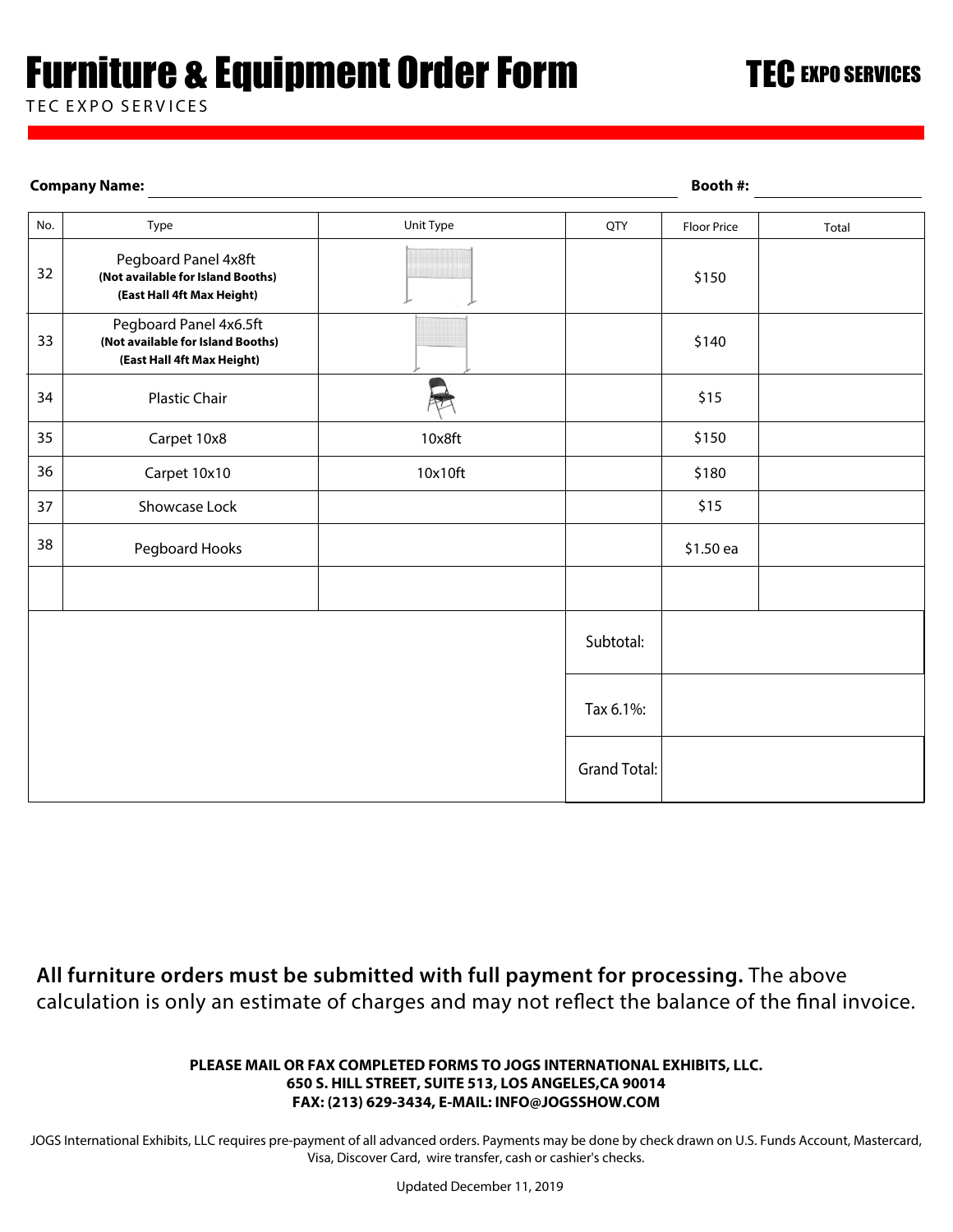# Furniture & Equipment Order Form

TEC EXPO SERVICES

**TEC EXPO SERVICES**

**Company Name:** ______________________ **Booth #:** ______________

| No. | Type | Unit Type | QTY | Floor Price | Total |
|---|---|---|---|---|---|
| 32 | Pegboard Panel 4x8ft **(Not available for Island Booths)** **(East Hall 4ft Max Height)** | | | $150 | |
| 33 | Pegboard Panel 4x6.5ft **(Not available for Island Booths)** **(East Hall 4ft Max Height)** | | | $140 | |
| 34 | Plastic Chair | | | $15 | |
| 35 | Carpet 10x8 | 10x8ft | | $150 | |
| 36 | Carpet 10x10 | 10x10ft | | $180 | |
| 37 | Showcase Lock | | | $15 | |
| 38 | Pegboard Hooks | | | $1.50 ea | |
| | | | | | |
| | | | Subtotal: | | |
| | | | Tax 6.1%: | | |
| | | | Grand Total: | | |

**All furniture orders must be submitted with full payment for processing.** The above calculation is only an estimate of charges and may not reflect the balance of the final invoice.

**PLEASE MAIL OR FAX COMPLETED FORMS TO JOGS INTERNATIONAL EXHIBITS, LLC.**
**650 S. HILL STREET, SUITE 513, LOS ANGELES,CA 90014**
**FAX: (213) 629-3434, E-MAIL: INFO@JOGSSHOW.COM**

JOGS International Exhibits, LLC requires pre-payment of all advanced orders. Payments may be done by check drawn on U.S. Funds Account, Mastercard, Visa, Discover Card, wire transfer, cash or cashier's checks.

Updated December 11, 2019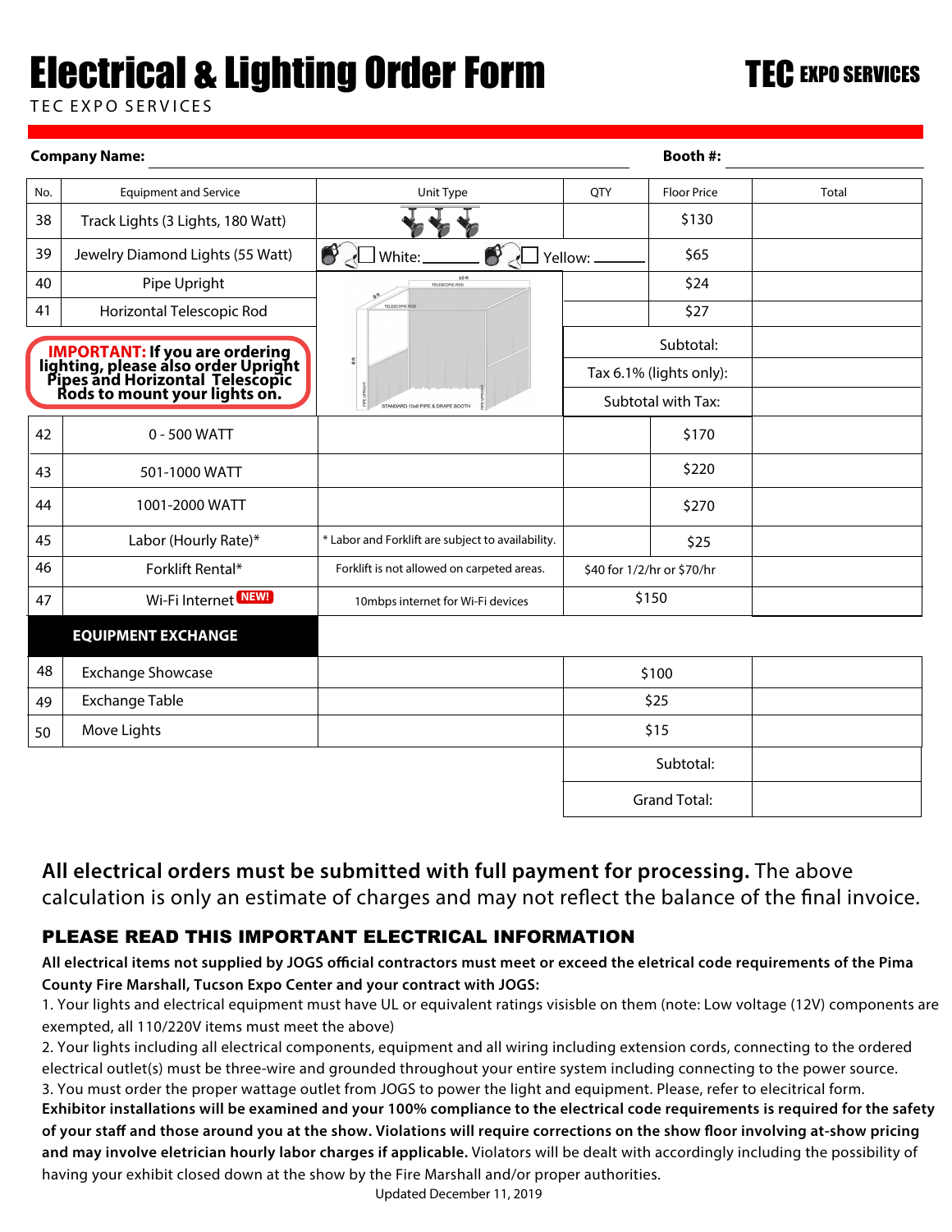# Electrical & Lighting Order Form

TEC EXPO SERVICES

**TEC EXPO SERVICES**

**Company Name:** ______________________ **Booth #:** __________

| No. | Equipment and Service | Unit Type | QTY | Floor Price | Total |
|---|---|---|---|---|---|
| 38 | Track Lights (3 Lights, 180 Watt) | | | $130 | |
| 39 | Jewelry Diamond Lights (55 Watt) | ☐ White: ______ ☐ Yellow: ______ | | $65 | |
| 40 | Pipe Upright | | | $24 | |
| 41 | Horizontal Telescopic Rod | | | $27 | |
| | **IMPORTANT: If you are ordering lighting, please also order Upright Pipes and Horizontal Telescopic Rods to mount your lights on.** | | Subtotal: | | |
| | | | Tax 6.1% (lights only): | | |
| | | | Subtotal with Tax: | | |
| 42 | 0 - 500 WATT | | | $170 | |
| 43 | 501-1000 WATT | | | $220 | |
| 44 | 1001-2000 WATT | | | $270 | |
| 45 | Labor (Hourly Rate)* | * Labor and Forklift are subject to availability. | | $25 | |
| 46 | Forklift Rental* | Forklift is not allowed on carpeted areas. | $40 for 1/2/hr or $70/hr | | |
| 47 | Wi-Fi Internet NEW! | 10mbps internet for Wi-Fi devices | $150 | | |
| | **EQUIPMENT EXCHANGE** | | | | |
| 48 | Exchange Showcase | | $100 | | |
| 49 | Exchange Table | | $25 | | |
| 50 | Move Lights | | $15 | | |
| | | | Subtotal: | | |
| | | | Grand Total: | | |

**All electrical orders must be submitted with full payment for processing.** The above calculation is only an estimate of charges and may not reflect the balance of the final invoice.

## PLEASE READ THIS IMPORTANT ELECTRICAL INFORMATION

**All electrical items not supplied by JOGS official contractors must meet or exceed the eletrical code requirements of the Pima County Fire Marshall, Tucson Expo Center and your contract with JOGS:**

1. Your lights and electrical equipment must have UL or equivalent ratings visible on them (note: Low voltage (12V) components are exempted, all 110/220V items must meet the above)
2. Your lights including all electrical components, equipment and all wiring including extension cords, connecting to the ordered electrical outlet(s) must be three-wire and grounded throughout your entire system including connecting to the power source.
3. You must order the proper wattage outlet from JOGS to power the light and equipment. Please, refer to eleictrical form.

**Exhibitor installations will be examined and your 100% compliance to the electrical code requirements is required for the safety of your staff and those around you at the show. Violations will require corrections on the show floor involving at-show pricing and may involve eletrician hourly labor charges if applicable.** Violators will be dealt with accordingly including the possibility of having your exhibit closed down at the show by the Fire Marshall and/or proper authorities.

Updated December 11, 2019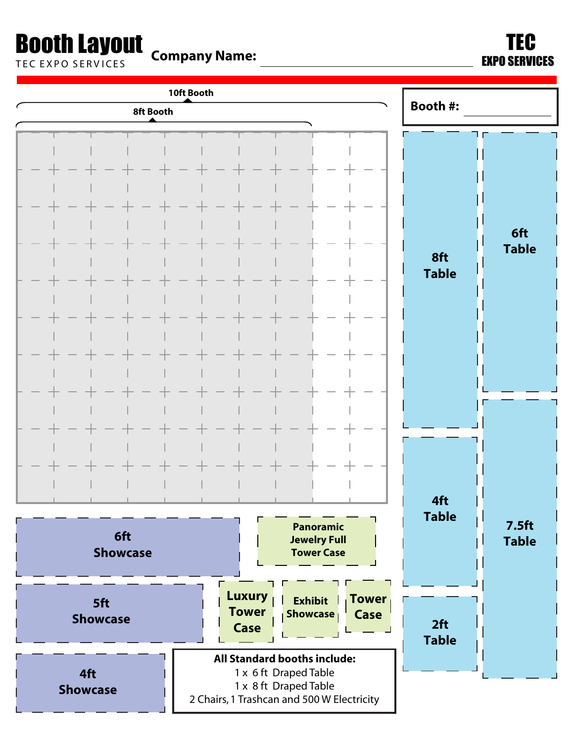# Booth Layout

TEC EXPO SERVICES

**Company Name:** ______________________________

**TEC**
**EXPO SERVICES**

**Booth #:** ______________

**10ft Booth**

**8ft Booth**

**8ft Table**

**6ft Table**

**4ft Table**

**7.5ft Table**

**2ft Table**

**6ft Showcase**

**5ft Showcase**

**4ft Showcase**

**Panoramic Jewelry Full Tower Case**

**Luxury Tower Case**

**Exhibit Showcase**

**Tower Case**

**All Standard booths include:**
1 x 6 ft Draped Table
1 x 8 ft Draped Table
2 Chairs, 1 Trashcan and 500 W Electricity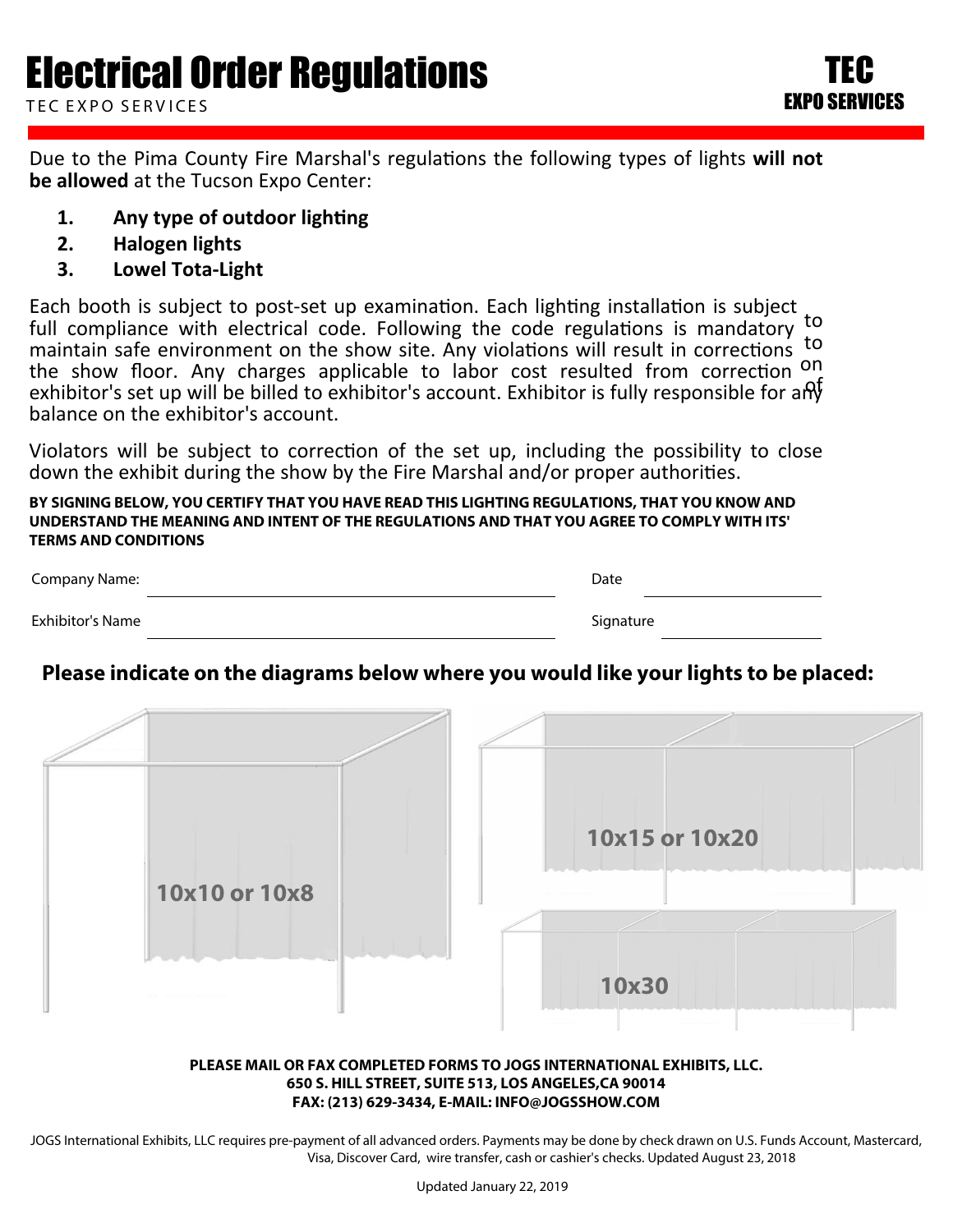# Electrical Order Regulations

TEC EXPO SERVICES

TEC EXPO SERVICES

Due to the Pima County Fire Marshal's regulations the following types of lights **will not be allowed** at the Tucson Expo Center:

1. **Any type of outdoor lighting**
2. **Halogen lights**
3. **Lowel Tota-Light**

Each booth is subject to post-set up examination. Each lighting installation is subject to full compliance with electrical code. Following the code regulations is mandatory to maintain safe environment on the show site. Any violations will result in corrections on the show floor. Any charges applicable to labor cost resulted from correction of exhibitor's set up will be billed to exhibitor's account. Exhibitor is fully responsible for any balance on the exhibitor's account.

Violators will be subject to correction of the set up, including the possibility to close down the exhibit during the show by the Fire Marshal and/or proper authorities.

**BY SIGNING BELOW, YOU CERTIFY THAT YOU HAVE READ THIS LIGHTING REGULATIONS, THAT YOU KNOW AND UNDERSTAND THE MEANING AND INTENT OF THE REGULATIONS AND THAT YOU AGREE TO COMPLY WITH ITS' TERMS AND CONDITIONS**

Company Name: ______________________ Date ______________

Exhibitor's Name ______________________ Signature ______________

**Please indicate on the diagrams below where you would like your lights to be placed:**

10x10 or 10x8

10x15 or 10x20

10x30

**PLEASE MAIL OR FAX COMPLETED FORMS TO JOGS INTERNATIONAL EXHIBITS, LLC.**
**650 S. HILL STREET, SUITE 513, LOS ANGELES,CA 90014**
**FAX: (213) 629-3434, E-MAIL: INFO@JOGSSHOW.COM**

JOGS International Exhibits, LLC requires pre-payment of all advanced orders. Payments may be done by check drawn on U.S. Funds Account, Mastercard, Visa, Discover Card, wire transfer, cash or cashier's checks. Updated August 23, 2018

Updated January 22, 2019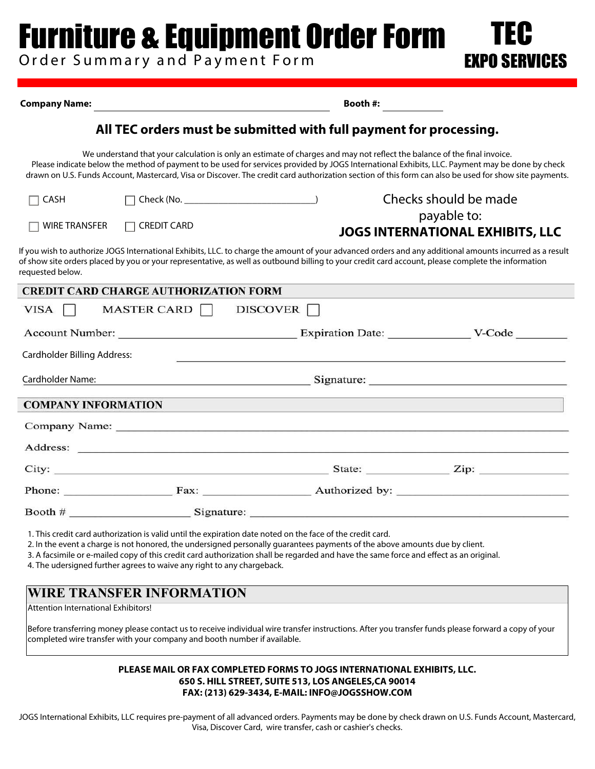# Furniture & Equipment Order Form

Order Summary and Payment Form

**TEC**
**EXPO SERVICES**

**Company Name:** ______________________________ **Booth #:** __________

## All TEC orders must be submitted with full payment for processing.

We understand that your calculation is only an estimate of charges and may not reflect the balance of the final invoice. Please indicate below the method of payment to be used for services provided by JOGS International Exhibits, LLC. Payment may be done by check drawn on U.S. Funds Account, Mastercard, Visa or Discover. The credit card authorization section of this form can also be used for show site payments.

☐ CASH ☐ Check (No. ______________________)

☐ WIRE TRANSFER ☐ CREDIT CARD

Checks should be made payable to:
**JOGS INTERNATIONAL EXHIBITS, LLC**

If you wish to authorize JOGS International Exhibits, LLC. to charge the amount of your advanced orders and any additional amounts incurred as a result of show site orders placed by you or your representative, as well as outbound billing to your credit card account, please complete the information requested below.

## CREDIT CARD CHARGE AUTHORIZATION FORM

VISA ☐ MASTER CARD ☐ DISCOVER ☐

Account Number: ______________________ Expiration Date: __________ V-Code ________

Cardholder Billing Address: ______________________________________________

Cardholder Name: ______________________________ Signature: ______________________________

## COMPANY INFORMATION

Company Name: ______________________________________________

Address: ______________________________________________

City: ______________________ State: __________ Zip: __________

Phone: ______________ Fax: ______________ Authorized by: ______________________

Booth # ______________ Signature: ______________________________

1. This credit card authorization is valid until the expiration date noted on the face of the credit card.
2. In the event a charge is not honored, the undersigned personally guarantees payments of the above amounts due by client.
3. A facsimile or e-mailed copy of this credit card authorization shall be regarded and have the same force and effect as an original.
4. The udersigned further agrees to waive any right to any chargeback.

## WIRE TRANSFER INFORMATION

Attention International Exhibitors!

Before transferring money please contact us to receive individual wire transfer instructions. After you transfer funds please forward a copy of your completed wire transfer with your company and booth number if available.

**PLEASE MAIL OR FAX COMPLETED FORMS TO JOGS INTERNATIONAL EXHIBITS, LLC.**
**650 S. HILL STREET, SUITE 513, LOS ANGELES,CA 90014**
**FAX: (213) 629-3434, E-MAIL: INFO@JOGSSHOW.COM**

JOGS International Exhibits, LLC requires pre-payment of all advanced orders. Payments may be done by check drawn on U.S. Funds Account, Mastercard, Visa, Discover Card, wire transfer, cash or cashier's checks.